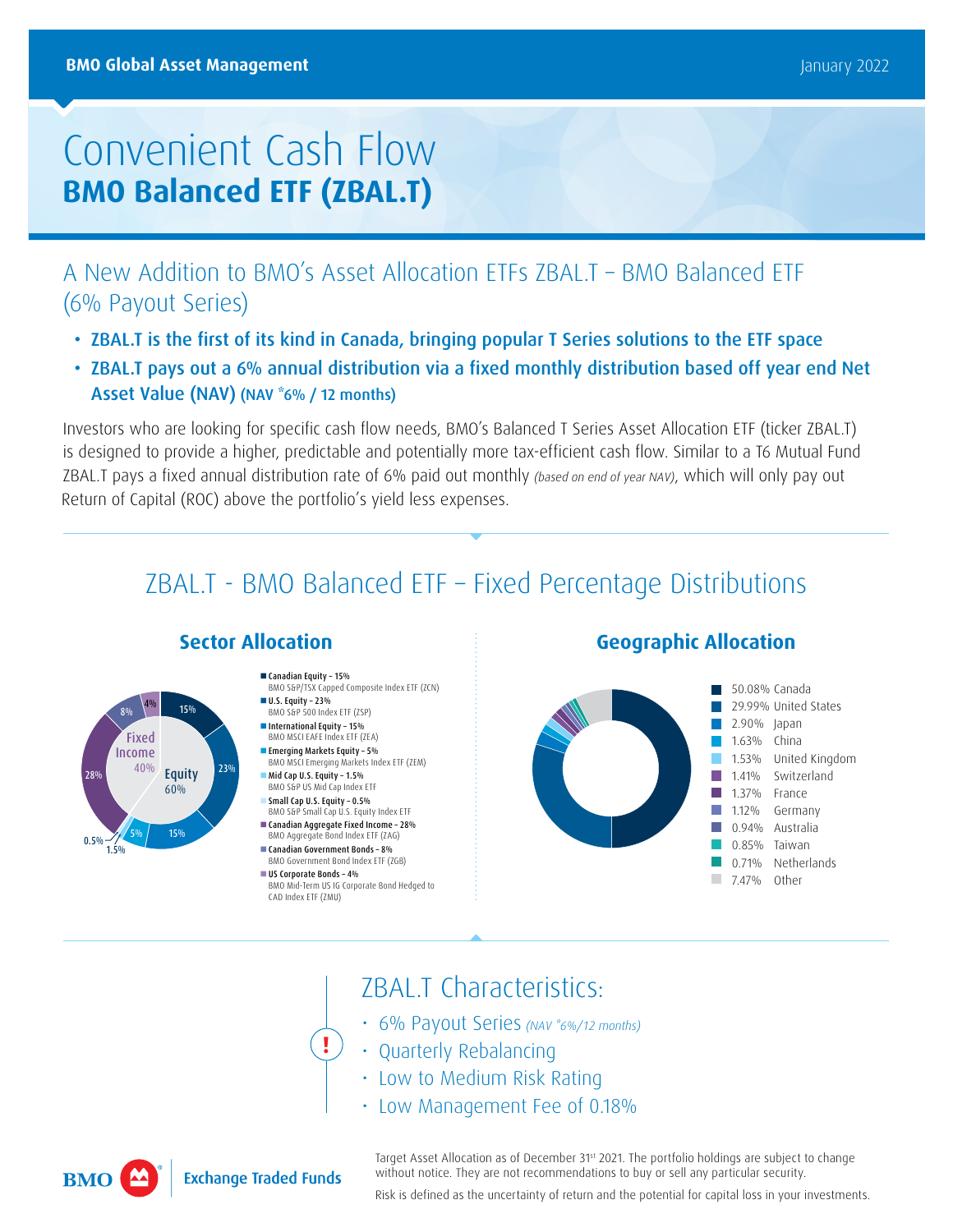BMO Global Asset Management

January 2022

# Convenient Cash Flow
## BMO Balanced ETF (ZBAL.T)

## A New Addition to BMO's Asset Allocation ETFs ZBAL.T – BMO Balanced ETF (6% Payout Series)

- **ZBAL.T is the first of its kind in Canada, bringing popular T Series solutions to the ETF space**
- **ZBAL.T pays out a 6% annual distribution via a fixed monthly distribution based off year end Net Asset Value (NAV) (NAV *6% / 12 months)**

Investors who are looking for specific cash flow needs, BMO's Balanced T Series Asset Allocation ETF (ticker ZBAL.T) is designed to provide a higher, predictable and potentially more tax-efficient cash flow. Similar to a T6 Mutual Fund ZBAL.T pays a fixed annual distribution rate of 6% paid out monthly *(based on end of year NAV)*, which will only pay out Return of Capital (ROC) above the portfolio's yield less expenses.

## ZBAL.T - BMO Balanced ETF – Fixed Percentage Distributions

### Sector Allocation

Fixed Income 40%
Equity 60%

- **Canadian Equity – 15%** BMO S&P/TSX Capped Composite Index ETF (ZCN)
- **U.S. Equity – 23%** BMO S&P 500 Index ETF (ZSP)
- **International Equity – 15%** BMO MSCI EAFE Index ETF (ZEA)
- **Emerging Markets Equity – 5%** BMO MSCI Emerging Markets Index ETF (ZEM)
- **Mid Cap U.S. Equity – 1.5%** BMO S&P US Mid Cap Index ETF
- **Small Cap U.S. Equity – 0.5%** BMO S&P Small Cap U.S. Equity Index ETF
- **Canadian Aggregate Fixed Income – 28%** BMO Aggregate Bond Index ETF (ZAG)
- **Canadian Government Bonds – 8%** BMO Government Bond Index ETF (ZGB)
- **US Corporate Bonds – 4%** BMO Mid-Term US IG Corporate Bond Hedged to CAD Index ETF (ZMU)

### Geographic Allocation

| % | Country |
|---|---|
| 50.08% | Canada |
| 29.99% | United States |
| 2.90% | Japan |
| 1.63% | China |
| 1.53% | United Kingdom |
| 1.41% | Switzerland |
| 1.37% | France |
| 1.12% | Germany |
| 0.94% | Australia |
| 0.85% | Taiwan |
| 0.71% | Netherlands |
| 7.47% | Other |

## ZBAL.T Characteristics:

- 6% Payout Series *(NAV *6%/12 months)*
- Quarterly Rebalancing
- Low to Medium Risk Rating
- Low Management Fee of 0.18%

Target Asset Allocation as of December 31st 2021. The portfolio holdings are subject to change without notice. They are not recommendations to buy or sell any particular security.

Risk is defined as the uncertainty of return and the potential for capital loss in your investments.

BMO Exchange Traded Funds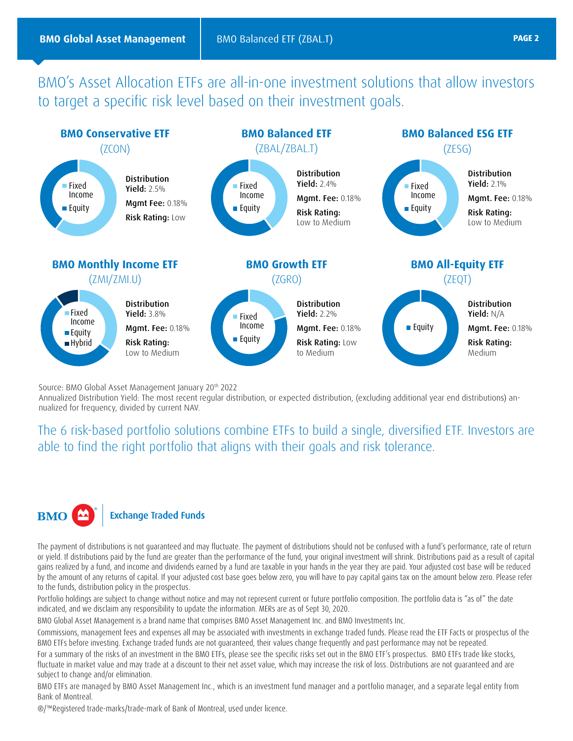BMO's Asset Allocation ETFs are all-in-one investment solutions that allow investors to target a specific risk level based on their investment goals.

### BMO Conservative ETF

(ZCON)

Fixed Income
Equity

**Distribution Yield:** 2.5%

**Mgmt Fee:** 0.18%

**Risk Rating:** Low

### BMO Balanced ETF

(ZBAL/ZBAL.T)

Fixed Income
Equity

**Distribution Yield:** 2.4%

**Mgmt. Fee:** 0.18%

**Risk Rating:** Low to Medium

### BMO Balanced ESG ETF

(ZESG)

Fixed Income
Equity

**Distribution Yield:** 2.1%

**Mgmt. Fee:** 0.18%

**Risk Rating:** Low to Medium

### BMO Monthly Income ETF

(ZMI/ZMI.U)

Fixed Income
Equity
Hybrid

**Distribution Yield:** 3.8%

**Mgmt. Fee:** 0.18%

**Risk Rating:** Low to Medium

### BMO Growth ETF

(ZGRO)

Fixed Income
Equity

**Distribution Yield:** 2.2%

**Mgmt. Fee:** 0.18%

**Risk Rating:** Low to Medium

### BMO All-Equity ETF

(ZEQT)

Equity

**Distribution Yield:** N/A

**Mgmt. Fee:** 0.18%

**Risk Rating:** Medium

Source: BMO Global Asset Management January 20th 2022

Annualized Distribution Yield: The most recent regular distribution, or expected distribution, (excluding additional year end distributions) annualized for frequency, divided by current NAV.

The 6 risk-based portfolio solutions combine ETFs to build a single, diversified ETF. Investors are able to find the right portfolio that aligns with their goals and risk tolerance.

BMO Exchange Traded Funds

The payment of distributions is not guaranteed and may fluctuate. The payment of distributions should not be confused with a fund's performance, rate of return or yield. If distributions paid by the fund are greater than the performance of the fund, your original investment will shrink. Distributions paid as a result of capital gains realized by a fund, and income and dividends earned by a fund are taxable in your hands in the year they are paid. Your adjusted cost base will be reduced by the amount of any returns of capital. If your adjusted cost base goes below zero, you will have to pay capital gains tax on the amount below zero. Please refer to the funds, distribution policy in the prospectus.

Portfolio holdings are subject to change without notice and may not represent current or future portfolio composition. The portfolio data is "as of" the date indicated, and we disclaim any responsibility to update the information. MERs are as of Sept 30, 2020.

BMO Global Asset Management is a brand name that comprises BMO Asset Management Inc. and BMO Investments Inc.

Commissions, management fees and expenses all may be associated with investments in exchange traded funds. Please read the ETF Facts or prospectus of the BMO ETFs before investing. Exchange traded funds are not guaranteed, their values change frequently and past performance may not be repeated.

For a summary of the risks of an investment in the BMO ETFs, please see the specific risks set out in the BMO ETF's prospectus. BMO ETFs trade like stocks, fluctuate in market value and may trade at a discount to their net asset value, which may increase the risk of loss. Distributions are not guaranteed and are subject to change and/or elimination.

BMO ETFs are managed by BMO Asset Management Inc., which is an investment fund manager and a portfolio manager, and a separate legal entity from Bank of Montreal.

®/™Registered trade-marks/trade-mark of Bank of Montreal, used under licence.